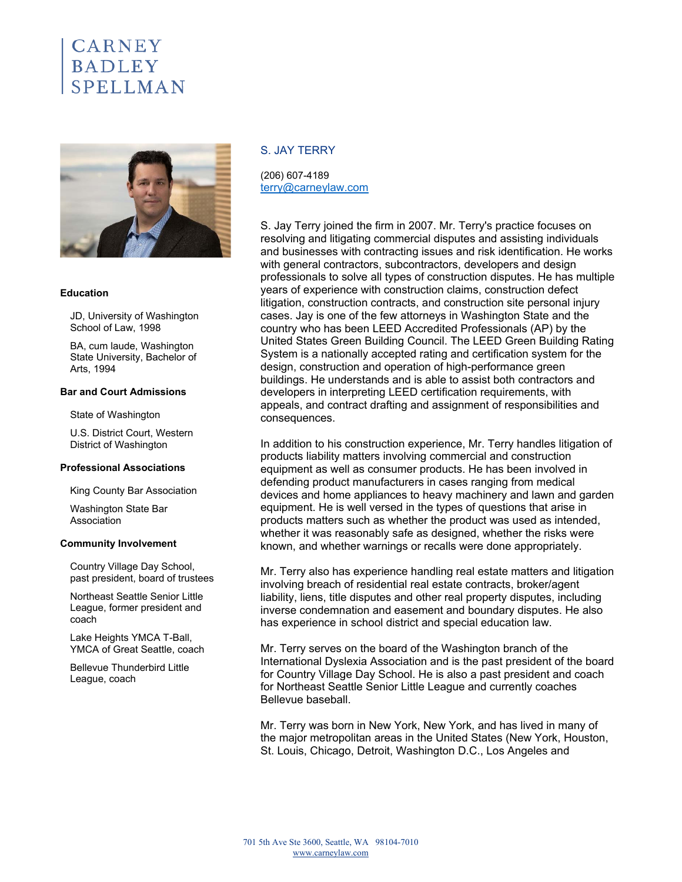CARNEY
BADLEY
SPELLMAN

## S. JAY TERRY

(206) 607-4189
terry@carneylaw.com

S. Jay Terry joined the firm in 2007. Mr. Terry's practice focuses on resolving and litigating commercial disputes and assisting individuals and businesses with contracting issues and risk identification. He works with general contractors, subcontractors, developers and design professionals to solve all types of construction disputes. He has multiple years of experience with construction claims, construction defect litigation, construction contracts, and construction site personal injury cases. Jay is one of the few attorneys in Washington State and the country who has been LEED Accredited Professionals (AP) by the United States Green Building Council. The LEED Green Building Rating System is a nationally accepted rating and certification system for the design, construction and operation of high-performance green buildings. He understands and is able to assist both contractors and developers in interpreting LEED certification requirements, with appeals, and contract drafting and assignment of responsibilities and consequences.

In addition to his construction experience, Mr. Terry handles litigation of products liability matters involving commercial and construction equipment as well as consumer products. He has been involved in defending product manufacturers in cases ranging from medical devices and home appliances to heavy machinery and lawn and garden equipment. He is well versed in the types of questions that arise in products matters such as whether the product was used as intended, whether it was reasonably safe as designed, whether the risks were known, and whether warnings or recalls were done appropriately.

Mr. Terry also has experience handling real estate matters and litigation involving breach of residential real estate contracts, broker/agent liability, liens, title disputes and other real property disputes, including inverse condemnation and easement and boundary disputes. He also has experience in school district and special education law.

Mr. Terry serves on the board of the Washington branch of the International Dyslexia Association and is the past president of the board for Country Village Day School. He is also a past president and coach for Northeast Seattle Senior Little League and currently coaches Bellevue baseball.

Mr. Terry was born in New York, New York, and has lived in many of the major metropolitan areas in the United States (New York, Houston, St. Louis, Chicago, Detroit, Washington D.C., Los Angeles and

### Education

- JD, University of Washington School of Law, 1998
- BA, cum laude, Washington State University, Bachelor of Arts, 1994

### Bar and Court Admissions

- State of Washington
- U.S. District Court, Western District of Washington

### Professional Associations

- King County Bar Association
- Washington State Bar Association

### Community Involvement

- Country Village Day School, past president, board of trustees
- Northeast Seattle Senior Little League, former president and coach
- Lake Heights YMCA T-Ball, YMCA of Great Seattle, coach
- Bellevue Thunderbird Little League, coach

701 5th Ave Ste 3600, Seattle, WA 98104-7010
www.carneylaw.com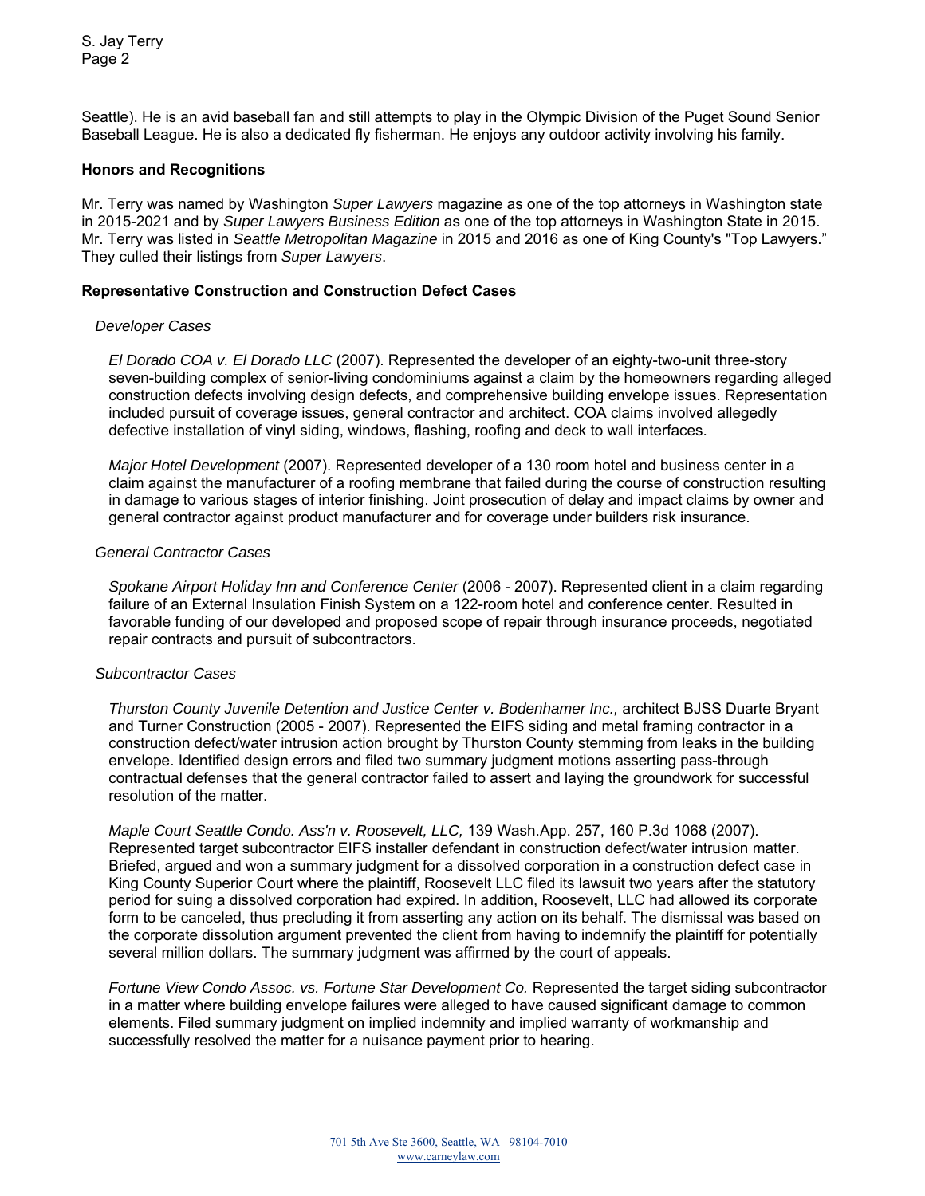Seattle). He is an avid baseball fan and still attempts to play in the Olympic Division of the Puget Sound Senior Baseball League. He is also a dedicated fly fisherman. He enjoys any outdoor activity involving his family.

**Honors and Recognitions**

Mr. Terry was named by Washington *Super Lawyers* magazine as one of the top attorneys in Washington state in 2015-2021 and by *Super Lawyers Business Edition* as one of the top attorneys in Washington State in 2015. Mr. Terry was listed in *Seattle Metropolitan Magazine* in 2015 and 2016 as one of King County's "Top Lawyers." They culled their listings from *Super Lawyers*.

**Representative Construction and Construction Defect Cases**

*Developer Cases*

*El Dorado COA v. El Dorado LLC* (2007). Represented the developer of an eighty-two-unit three-story seven-building complex of senior-living condominiums against a claim by the homeowners regarding alleged construction defects involving design defects, and comprehensive building envelope issues. Representation included pursuit of coverage issues, general contractor and architect. COA claims involved allegedly defective installation of vinyl siding, windows, flashing, roofing and deck to wall interfaces.

*Major Hotel Development* (2007). Represented developer of a 130 room hotel and business center in a claim against the manufacturer of a roofing membrane that failed during the course of construction resulting in damage to various stages of interior finishing. Joint prosecution of delay and impact claims by owner and general contractor against product manufacturer and for coverage under builders risk insurance.

*General Contractor Cases*

*Spokane Airport Holiday Inn and Conference Center* (2006 - 2007). Represented client in a claim regarding failure of an External Insulation Finish System on a 122-room hotel and conference center. Resulted in favorable funding of our developed and proposed scope of repair through insurance proceeds, negotiated repair contracts and pursuit of subcontractors.

*Subcontractor Cases*

*Thurston County Juvenile Detention and Justice Center v. Bodenhamer Inc.,* architect BJSS Duarte Bryant and Turner Construction (2005 - 2007). Represented the EIFS siding and metal framing contractor in a construction defect/water intrusion action brought by Thurston County stemming from leaks in the building envelope. Identified design errors and filed two summary judgment motions asserting pass-through contractual defenses that the general contractor failed to assert and laying the groundwork for successful resolution of the matter.

*Maple Court Seattle Condo. Ass'n v. Roosevelt, LLC,* 139 Wash.App. 257, 160 P.3d 1068 (2007). Represented target subcontractor EIFS installer defendant in construction defect/water intrusion matter. Briefed, argued and won a summary judgment for a dissolved corporation in a construction defect case in King County Superior Court where the plaintiff, Roosevelt LLC filed its lawsuit two years after the statutory period for suing a dissolved corporation had expired. In addition, Roosevelt, LLC had allowed its corporate form to be canceled, thus precluding it from asserting any action on its behalf. The dismissal was based on the corporate dissolution argument prevented the client from having to indemnify the plaintiff for potentially several million dollars. The summary judgment was affirmed by the court of appeals.

*Fortune View Condo Assoc. vs. Fortune Star Development Co.* Represented the target siding subcontractor in a matter where building envelope failures were alleged to have caused significant damage to common elements. Filed summary judgment on implied indemnity and implied warranty of workmanship and successfully resolved the matter for a nuisance payment prior to hearing.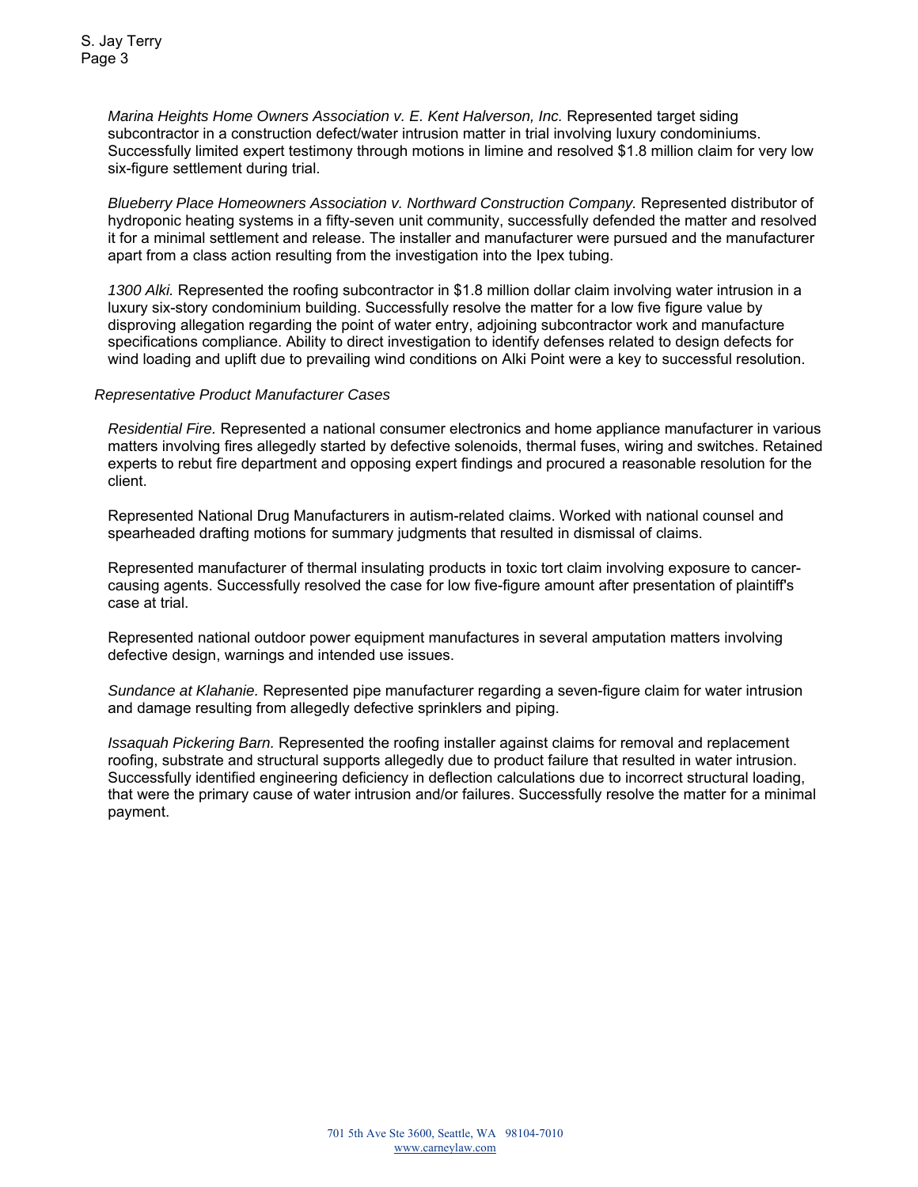*Marina Heights Home Owners Association v. E. Kent Halverson, Inc.* Represented target siding subcontractor in a construction defect/water intrusion matter in trial involving luxury condominiums. Successfully limited expert testimony through motions in limine and resolved $1.8 million claim for very low six-figure settlement during trial.

*Blueberry Place Homeowners Association v. Northward Construction Company.* Represented distributor of hydroponic heating systems in a fifty-seven unit community, successfully defended the matter and resolved it for a minimal settlement and release. The installer and manufacturer were pursued and the manufacturer apart from a class action resulting from the investigation into the Ipex tubing.

*1300 Alki.* Represented the roofing subcontractor in $1.8 million dollar claim involving water intrusion in a luxury six-story condominium building. Successfully resolve the matter for a low five figure value by disproving allegation regarding the point of water entry, adjoining subcontractor work and manufacture specifications compliance. Ability to direct investigation to identify defenses related to design defects for wind loading and uplift due to prevailing wind conditions on Alki Point were a key to successful resolution.

*Representative Product Manufacturer Cases*

*Residential Fire.* Represented a national consumer electronics and home appliance manufacturer in various matters involving fires allegedly started by defective solenoids, thermal fuses, wiring and switches. Retained experts to rebut fire department and opposing expert findings and procured a reasonable resolution for the client.

Represented National Drug Manufacturers in autism-related claims. Worked with national counsel and spearheaded drafting motions for summary judgments that resulted in dismissal of claims.

Represented manufacturer of thermal insulating products in toxic tort claim involving exposure to cancer-causing agents. Successfully resolved the case for low five-figure amount after presentation of plaintiff's case at trial.

Represented national outdoor power equipment manufactures in several amputation matters involving defective design, warnings and intended use issues.

*Sundance at Klahanie.* Represented pipe manufacturer regarding a seven-figure claim for water intrusion and damage resulting from allegedly defective sprinklers and piping.

*Issaquah Pickering Barn.* Represented the roofing installer against claims for removal and replacement roofing, substrate and structural supports allegedly due to product failure that resulted in water intrusion. Successfully identified engineering deficiency in deflection calculations due to incorrect structural loading, that were the primary cause of water intrusion and/or failures. Successfully resolve the matter for a minimal payment.